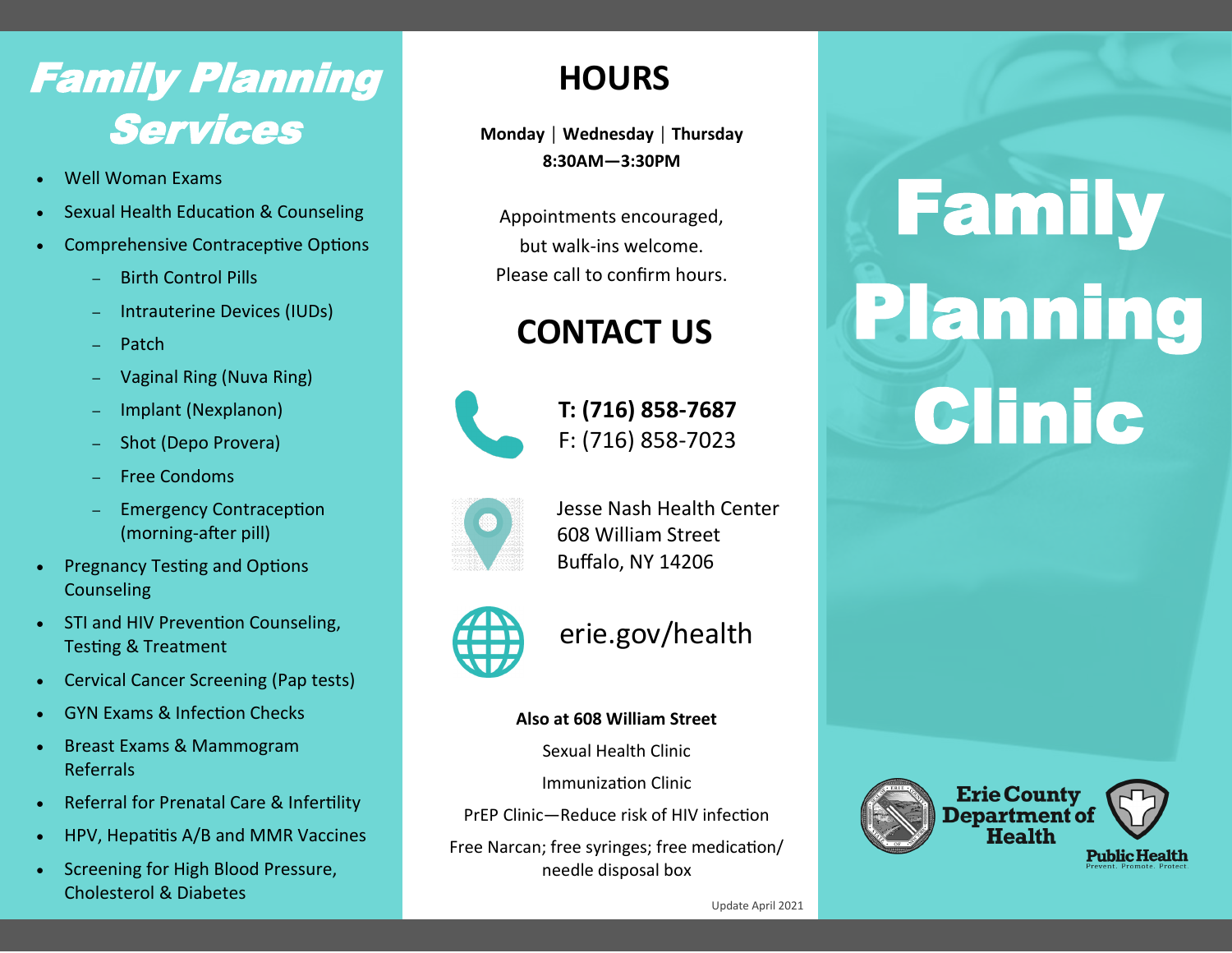# Family Planning Services

- Well Woman Exams
- Sexual Health Education & Counseling
- Comprehensive Contraceptive Options
  - Birth Control Pills
  - Intrauterine Devices (IUDs)
  - Patch
  - Vaginal Ring (Nuva Ring)
  - Implant (Nexplanon)
  - Shot (Depo Provera)
  - Free Condoms
  - Emergency Contraception (morning-after pill)
- Pregnancy Testing and Options Counseling
- STI and HIV Prevention Counseling, Testing & Treatment
- Cervical Cancer Screening (Pap tests)
- GYN Exams & Infection Checks
- Breast Exams & Mammogram Referrals
- Referral for Prenatal Care & Infertility
- HPV, Hepatitis A/B and MMR Vaccines
- Screening for High Blood Pressure, Cholesterol & Diabetes

## HOURS

**Monday | Wednesday | Thursday**
**8:30AM—3:30PM**

Appointments encouraged, but walk-ins welcome. Please call to confirm hours.

## CONTACT US

**T: (716) 858-7687**
F: (716) 858-7023

Jesse Nash Health Center
608 William Street
Buffalo, NY 14206

erie.gov/health

**Also at 608 William Street**

Sexual Health Clinic

Immunization Clinic

PrEP Clinic—Reduce risk of HIV infection

Free Narcan; free syringes; free medication/ needle disposal box

Update April 2021

# Family Planning Clinic

Erie County Department of Health

Public Health
Prevent. Promote. Protect.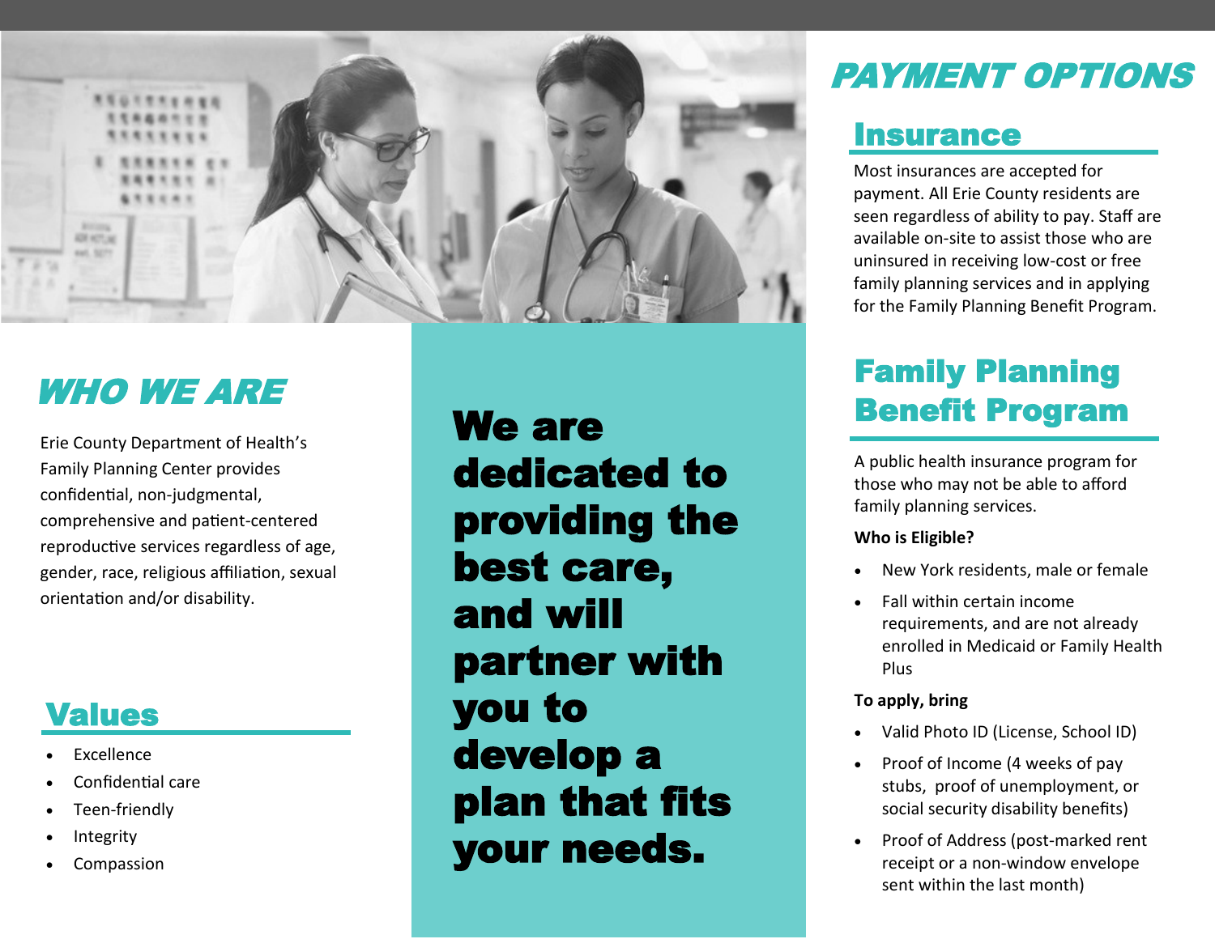## WHO WE ARE

Erie County Department of Health's Family Planning Center provides confidential, non-judgmental, comprehensive and patient-centered reproductive services regardless of age, gender, race, religious affiliation, sexual orientation and/or disability.

### Values

- Excellence
- Confidential care
- Teen-friendly
- Integrity
- Compassion

**We are dedicated to providing the best care, and will partner with you to develop a plan that fits your needs.**

## PAYMENT OPTIONS

### Insurance

Most insurances are accepted for payment. All Erie County residents are seen regardless of ability to pay. Staff are available on-site to assist those who are uninsured in receiving low-cost or free family planning services and in applying for the Family Planning Benefit Program.

### Family Planning Benefit Program

A public health insurance program for those who may not be able to afford family planning services.

**Who is Eligible?**

- New York residents, male or female
- Fall within certain income requirements, and are not already enrolled in Medicaid or Family Health Plus

**To apply, bring**

- Valid Photo ID (License, School ID)
- Proof of Income (4 weeks of pay stubs, proof of unemployment, or social security disability benefits)
- Proof of Address (post-marked rent receipt or a non-window envelope sent within the last month)